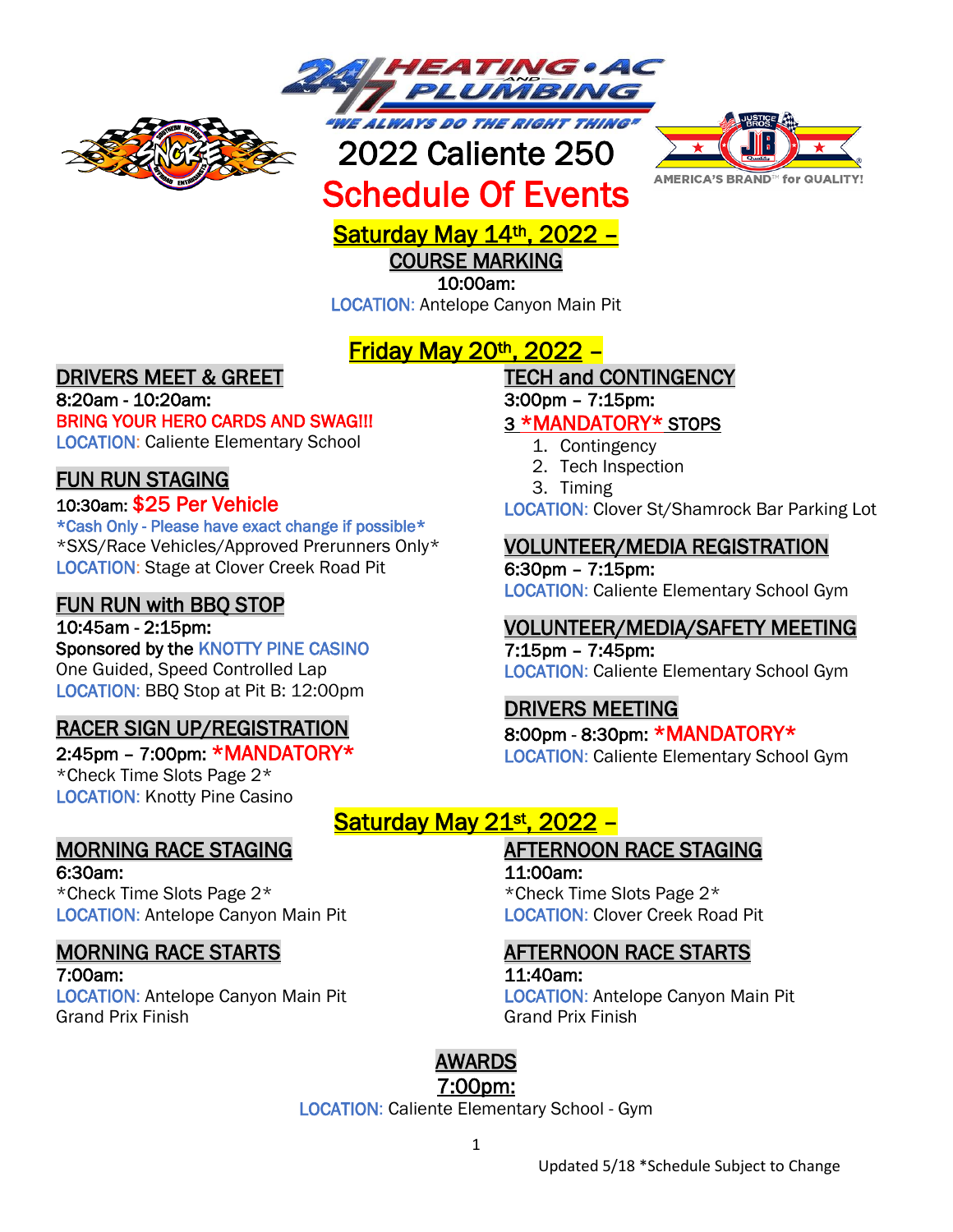24/7 HEATING • AC AND PLUMBING

"WE ALWAYS DO THE RIGHT THING"

SNORE — Southern Nevada Off Road Enthusiasts

JUSTICE BROS. JB Quality — AMERICA'S BRAND™ for QUALITY!

# 2022 Caliente 250

# Schedule Of Events

## Saturday May 14th, 2022 –

### COURSE MARKING

**10:00am:**

LOCATION: Antelope Canyon Main Pit

## Friday May 20th, 2022 –

### DRIVERS MEET & GREET

**8:20am - 10:20am:**

BRING YOUR HERO CARDS AND SWAG!!!

LOCATION: Caliente Elementary School

### FUN RUN STAGING

**10:30am: $25 Per Vehicle**

*Cash Only - Please have exact change if possible*

*SXS/Race Vehicles/Approved Prerunners Only*

LOCATION: Stage at Clover Creek Road Pit

### FUN RUN with BBQ STOP

**10:45am - 2:15pm:**

Sponsored by the KNOTTY PINE CASINO

One Guided, Speed Controlled Lap

LOCATION: BBQ Stop at Pit B: 12:00pm

### RACER SIGN UP/REGISTRATION

**2:45pm – 7:00pm: *MANDATORY***

*Check Time Slots Page 2*

LOCATION: Knotty Pine Casino

### TECH and CONTINGENCY

**3:00pm – 7:15pm:**

3 *MANDATORY* STOPS

1. Contingency
2. Tech Inspection
3. Timing

LOCATION: Clover St/Shamrock Bar Parking Lot

### VOLUNTEER/MEDIA REGISTRATION

**6:30pm – 7:15pm:**

LOCATION: Caliente Elementary School Gym

### VOLUNTEER/MEDIA/SAFETY MEETING

**7:15pm – 7:45pm:**

LOCATION: Caliente Elementary School Gym

### DRIVERS MEETING

**8:00pm - 8:30pm: *MANDATORY***

LOCATION: Caliente Elementary School Gym

## Saturday May 21st, 2022 –

### MORNING RACE STAGING

**6:30am:**

*Check Time Slots Page 2*

LOCATION: Antelope Canyon Main Pit

### MORNING RACE STARTS

**7:00am:**

LOCATION: Antelope Canyon Main Pit

Grand Prix Finish

### AFTERNOON RACE STAGING

**11:00am:**

*Check Time Slots Page 2*

LOCATION: Clover Creek Road Pit

### AFTERNOON RACE STARTS

**11:40am:**

LOCATION: Antelope Canyon Main Pit

Grand Prix Finish

### AWARDS

**7:00pm:**

LOCATION: Caliente Elementary School - Gym

Updated 5/18 *Schedule Subject to Change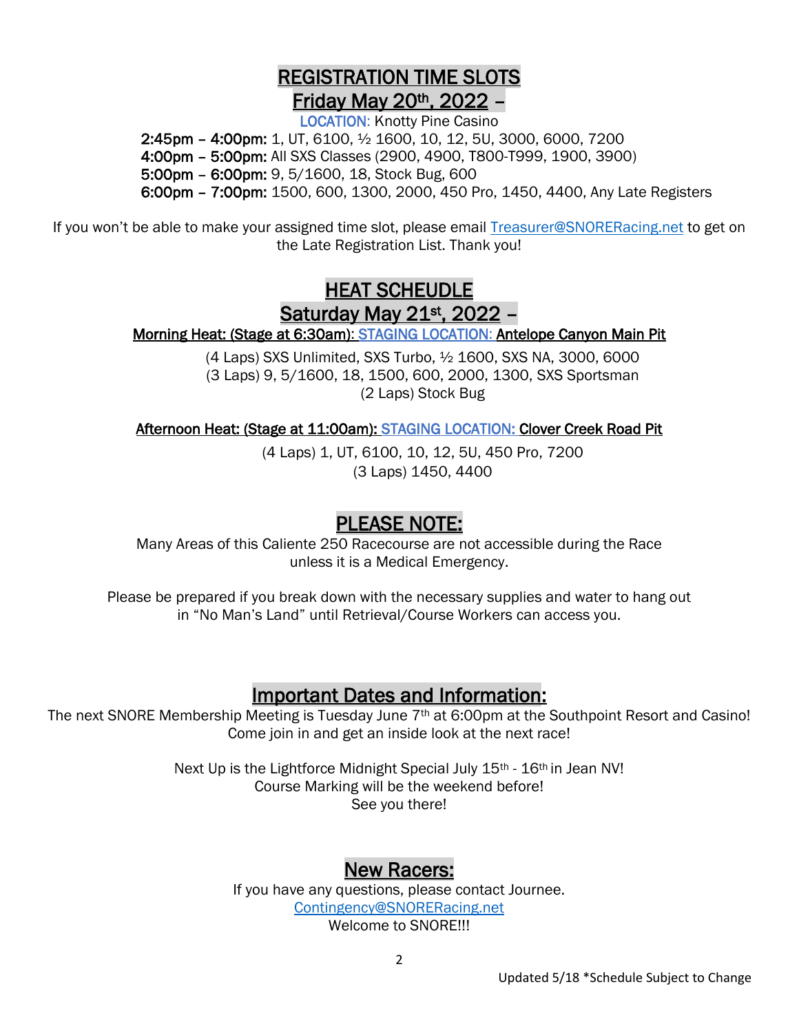## REGISTRATION TIME SLOTS

## Friday May 20th, 2022 –

LOCATION: Knotty Pine Casino

**2:45pm – 4:00pm:** 1, UT, 6100, ½ 1600, 10, 12, 5U, 3000, 6000, 7200
**4:00pm – 5:00pm:** All SXS Classes (2900, 4900, T800-T999, 1900, 3900)
**5:00pm – 6:00pm:** 9, 5/1600, 18, Stock Bug, 600
**6:00pm – 7:00pm:** 1500, 600, 1300, 2000, 450 Pro, 1450, 4400, Any Late Registers

If you won't be able to make your assigned time slot, please email Treasurer@SNORERacing.net to get on the Late Registration List. Thank you!

## HEAT SCHEUDLE

## Saturday May 21st, 2022 –

**Morning Heat: (Stage at 6:30am): STAGING LOCATION: Antelope Canyon Main Pit**

(4 Laps) SXS Unlimited, SXS Turbo, ½ 1600, SXS NA, 3000, 6000
(3 Laps) 9, 5/1600, 18, 1500, 600, 2000, 1300, SXS Sportsman
(2 Laps) Stock Bug

**Afternoon Heat: (Stage at 11:00am): STAGING LOCATION: Clover Creek Road Pit**

(4 Laps) 1, UT, 6100, 10, 12, 5U, 450 Pro, 7200
(3 Laps) 1450, 4400

## PLEASE NOTE:

Many Areas of this Caliente 250 Racecourse are not accessible during the Race unless it is a Medical Emergency.

Please be prepared if you break down with the necessary supplies and water to hang out in "No Man's Land" until Retrieval/Course Workers can access you.

## Important Dates and Information:

The next SNORE Membership Meeting is Tuesday June 7th at 6:00pm at the Southpoint Resort and Casino! Come join in and get an inside look at the next race!

Next Up is the Lightforce Midnight Special July 15th - 16th in Jean NV!
Course Marking will be the weekend before!
See you there!

## New Racers:

If you have any questions, please contact Journee.
Contingency@SNORERacing.net
Welcome to SNORE!!!

Updated 5/18 *Schedule Subject to Change